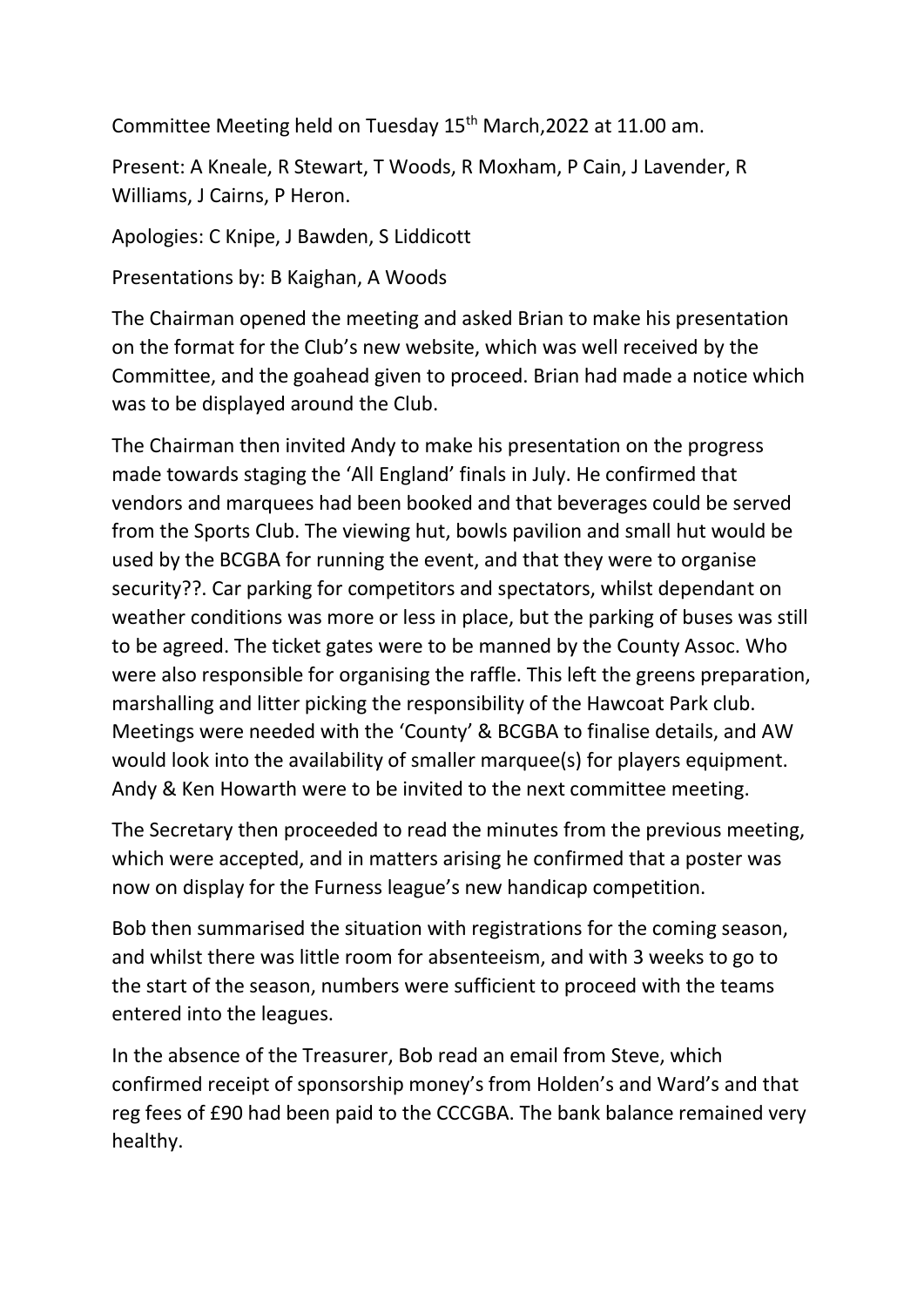Committee Meeting held on Tuesday 15th March,2022 at 11.00 am.

Present: A Kneale, R Stewart, T Woods, R Moxham, P Cain, J Lavender, R Williams, J Cairns, P Heron.

Apologies: C Knipe, J Bawden, S Liddicott

Presentations by: B Kaighan, A Woods

The Chairman opened the meeting and asked Brian to make his presentation on the format for the Club's new website, which was well received by the Committee, and the goahead given to proceed. Brian had made a notice which was to be displayed around the Club.

The Chairman then invited Andy to make his presentation on the progress made towards staging the 'All England' finals in July. He confirmed that vendors and marquees had been booked and that beverages could be served from the Sports Club. The viewing hut, bowls pavilion and small hut would be used by the BCGBA for running the event, and that they were to organise security??. Car parking for competitors and spectators, whilst dependant on weather conditions was more or less in place, but the parking of buses was still to be agreed. The ticket gates were to be manned by the County Assoc. Who were also responsible for organising the raffle. This left the greens preparation, marshalling and litter picking the responsibility of the Hawcoat Park club. Meetings were needed with the 'County' & BCGBA to finalise details, and AW would look into the availability of smaller marquee(s) for players equipment. Andy & Ken Howarth were to be invited to the next committee meeting.

The Secretary then proceeded to read the minutes from the previous meeting, which were accepted, and in matters arising he confirmed that a poster was now on display for the Furness league's new handicap competition.

Bob then summarised the situation with registrations for the coming season, and whilst there was little room for absenteeism, and with 3 weeks to go to the start of the season, numbers were sufficient to proceed with the teams entered into the leagues.

In the absence of the Treasurer, Bob read an email from Steve, which confirmed receipt of sponsorship money's from Holden's and Ward's and that reg fees of £90 had been paid to the CCCGBA. The bank balance remained very healthy.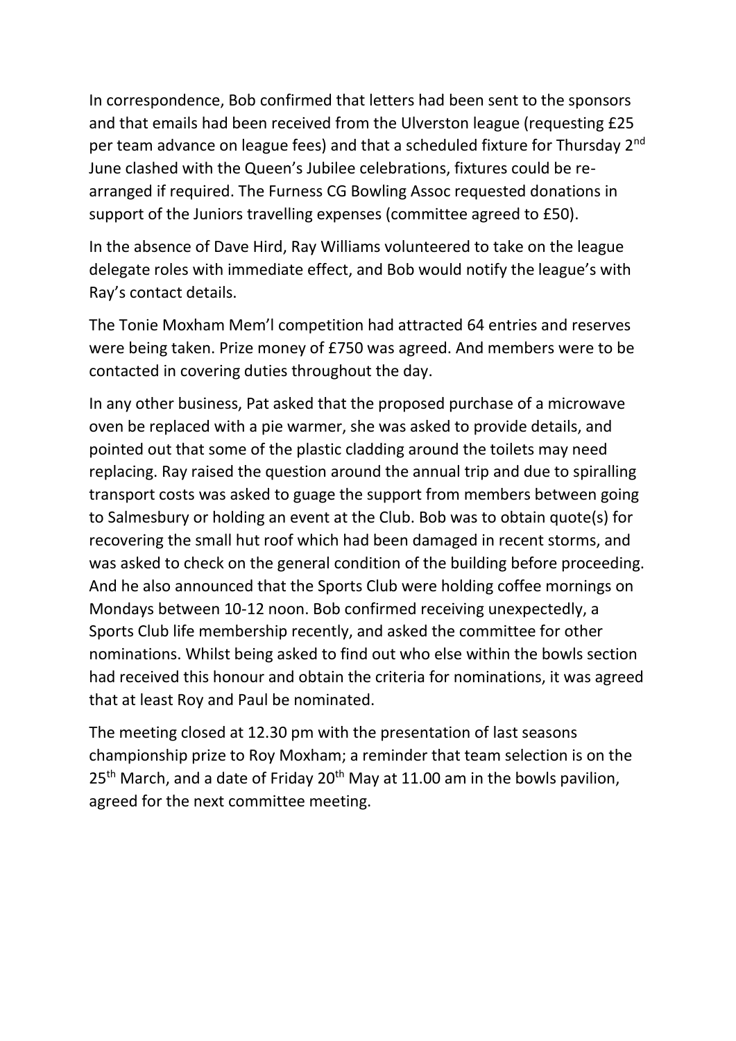In correspondence, Bob confirmed that letters had been sent to the sponsors and that emails had been received from the Ulverston league (requesting £25 per team advance on league fees) and that a scheduled fixture for Thursday 2nd June clashed with the Queen's Jubilee celebrations, fixtures could be re-arranged if required. The Furness CG Bowling Assoc requested donations in support of the Juniors travelling expenses (committee agreed to £50).

In the absence of Dave Hird, Ray Williams volunteered to take on the league delegate roles with immediate effect, and Bob would notify the league's with Ray's contact details.

The Tonie Moxham Mem'l competition had attracted 64 entries and reserves were being taken. Prize money of £750 was agreed. And members were to be contacted in covering duties throughout the day.

In any other business, Pat asked that the proposed purchase of a microwave oven be replaced with a pie warmer, she was asked to provide details, and pointed out that some of the plastic cladding around the toilets may need replacing. Ray raised the question around the annual trip and due to spiralling transport costs was asked to guage the support from members between going to Salmesbury or holding an event at the Club. Bob was to obtain quote(s) for recovering the small hut roof which had been damaged in recent storms, and was asked to check on the general condition of the building before proceeding. And he also announced that the Sports Club were holding coffee mornings on Mondays between 10-12 noon. Bob confirmed receiving unexpectedly, a Sports Club life membership recently, and asked the committee for other nominations. Whilst being asked to find out who else within the bowls section had received this honour and obtain the criteria for nominations, it was agreed that at least Roy and Paul be nominated.

The meeting closed at 12.30 pm with the presentation of last seasons championship prize to Roy Moxham; a reminder that team selection is on the 25th March, and a date of Friday 20th May at 11.00 am in the bowls pavilion, agreed for the next committee meeting.